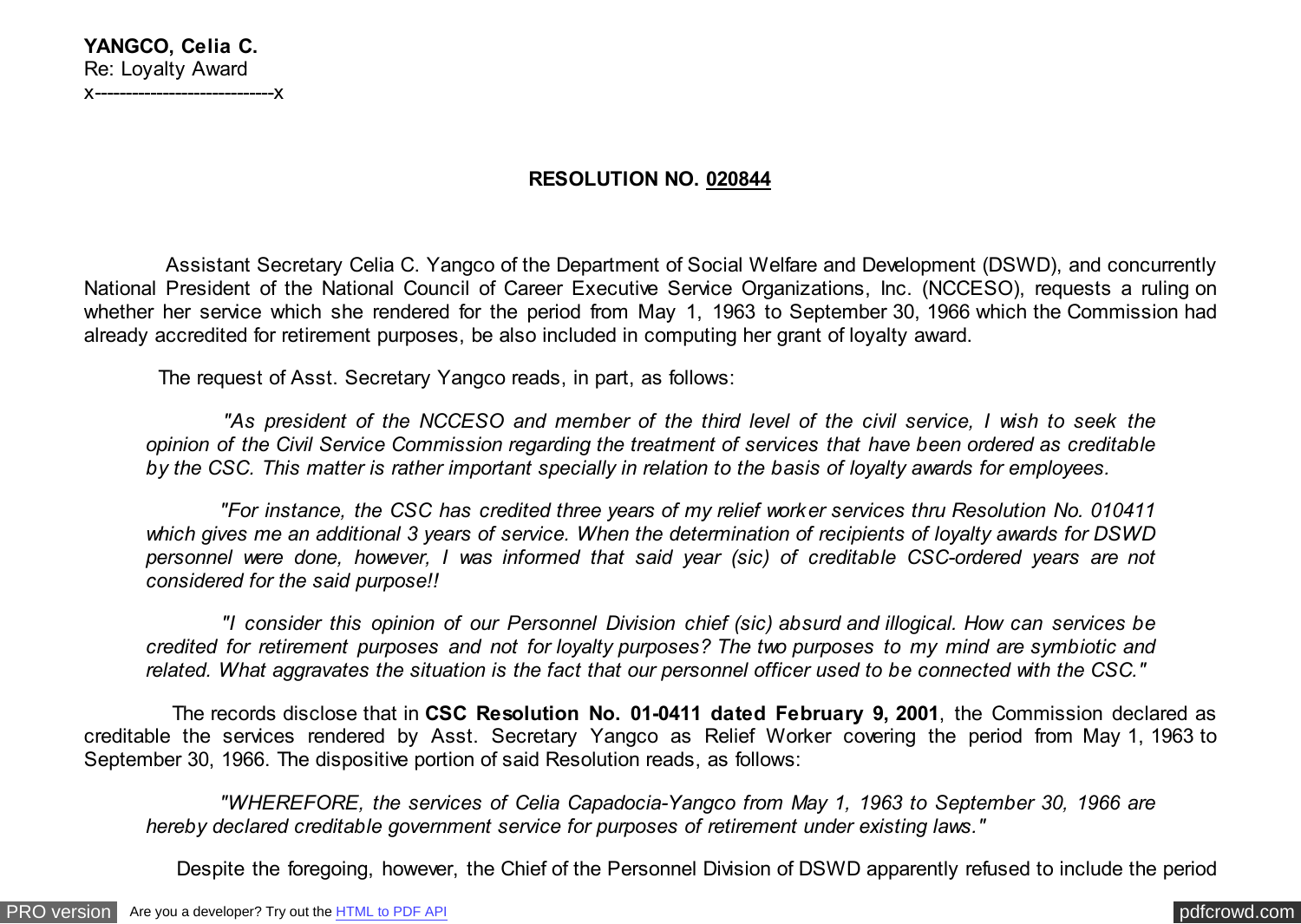**YANGCO, Celia C.**
Re: Loyalty Award
x----------------------------x

**RESOLUTION NO. <u>020844</u>**

Assistant Secretary Celia C. Yangco of the Department of Social Welfare and Development (DSWD), and concurrently National President of the National Council of Career Executive Service Organizations, Inc. (NCCESO), requests a ruling on whether her service which she rendered for the period from May 1, 1963 to September 30, 1966 which the Commission had already accredited for retirement purposes, be also included in computing her grant of loyalty award.

The request of Asst. Secretary Yangco reads, in part, as follows:

> *"As president of the NCCESO and member of the third level of the civil service, I wish to seek the opinion of the Civil Service Commission regarding the treatment of services that have been ordered as creditable by the CSC. This matter is rather important specially in relation to the basis of loyalty awards for employees.*
>
> *"For instance, the CSC has credited three years of my relief worker services thru Resolution No. 010411 which gives me an additional 3 years of service. When the determination of recipients of loyalty awards for DSWD personnel were done, however, I was informed that said year (sic) of creditable CSC-ordered years are not considered for the said purpose!!*
>
> *"I consider this opinion of our Personnel Division chief (sic) absurd and illogical. How can services be credited for retirement purposes and not for loyalty purposes? The two purposes to my mind are symbiotic and related. What aggravates the situation is the fact that our personnel officer used to be connected with the CSC."*

The records disclose that in **CSC Resolution No. 01-0411 dated February 9, 2001**, the Commission declared as creditable the services rendered by Asst. Secretary Yangco as Relief Worker covering the period from May 1, 1963 to September 30, 1966. The dispositive portion of said Resolution reads, as follows:

> *"WHEREFORE, the services of Celia Capadocia-Yangco from May 1, 1963 to September 30, 1966 are hereby declared creditable government service for purposes of retirement under existing laws."*

Despite the foregoing, however, the Chief of the Personnel Division of DSWD apparently refused to include the period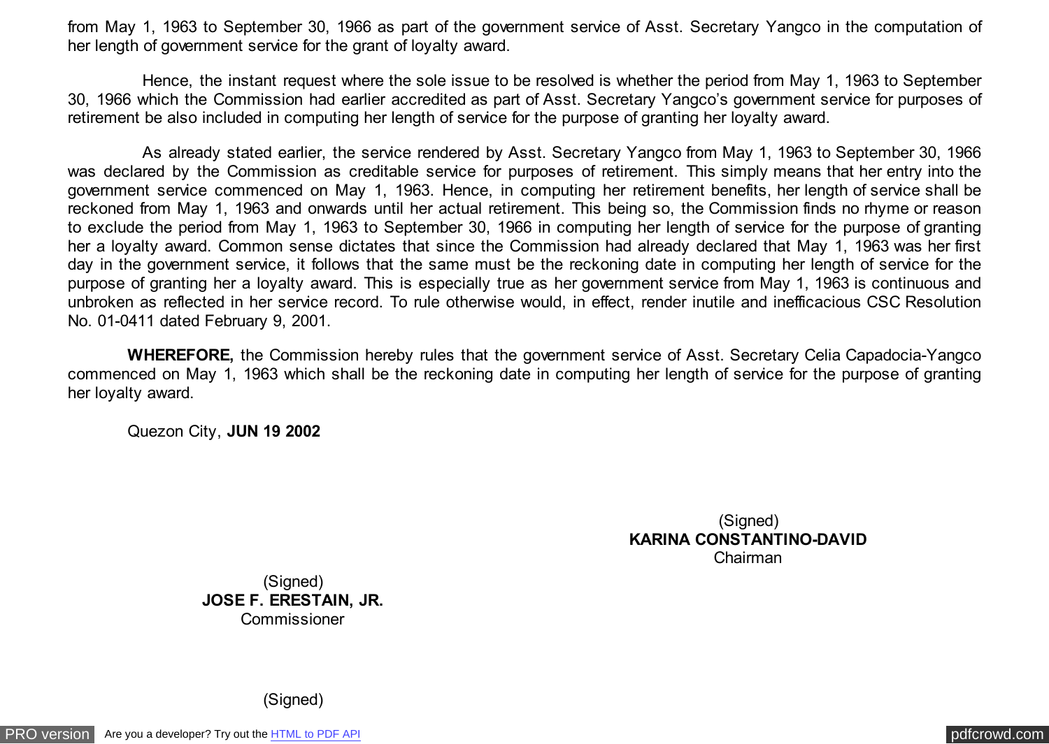from May 1, 1963 to September 30, 1966 as part of the government service of Asst. Secretary Yangco in the computation of her length of government service for the grant of loyalty award.

Hence, the instant request where the sole issue to be resolved is whether the period from May 1, 1963 to September 30, 1966 which the Commission had earlier accredited as part of Asst. Secretary Yangco's government service for purposes of retirement be also included in computing her length of service for the purpose of granting her loyalty award.

As already stated earlier, the service rendered by Asst. Secretary Yangco from May 1, 1963 to September 30, 1966 was declared by the Commission as creditable service for purposes of retirement. This simply means that her entry into the government service commenced on May 1, 1963. Hence, in computing her retirement benefits, her length of service shall be reckoned from May 1, 1963 and onwards until her actual retirement. This being so, the Commission finds no rhyme or reason to exclude the period from May 1, 1963 to September 30, 1966 in computing her length of service for the purpose of granting her a loyalty award. Common sense dictates that since the Commission had already declared that May 1, 1963 was her first day in the government service, it follows that the same must be the reckoning date in computing her length of service for the purpose of granting her a loyalty award. This is especially true as her government service from May 1, 1963 is continuous and unbroken as reflected in her service record. To rule otherwise would, in effect, render inutile and inefficacious CSC Resolution No. 01-0411 dated February 9, 2001.

**WHEREFORE,** the Commission hereby rules that the government service of Asst. Secretary Celia Capadocia-Yangco commenced on May 1, 1963 which shall be the reckoning date in computing her length of service for the purpose of granting her loyalty award.

Quezon City, **JUN 19 2002**

(Signed)
**KARINA CONSTANTINO-DAVID**
Chairman

(Signed)
**JOSE F. ERESTAIN, JR.**
Commissioner

(Signed)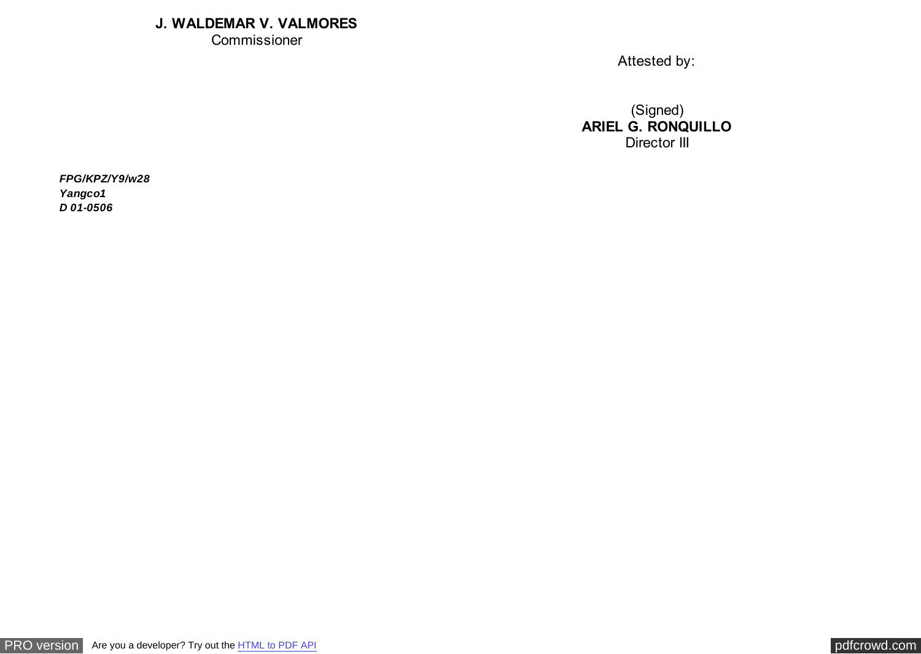**J. WALDEMAR V. VALMORES**
Commissioner

Attested by:

(Signed)
**ARIEL G. RONQUILLO**
Director III

***FPG/KPZ/Y9/w28***
***Yangco1***
***D 01-0506***